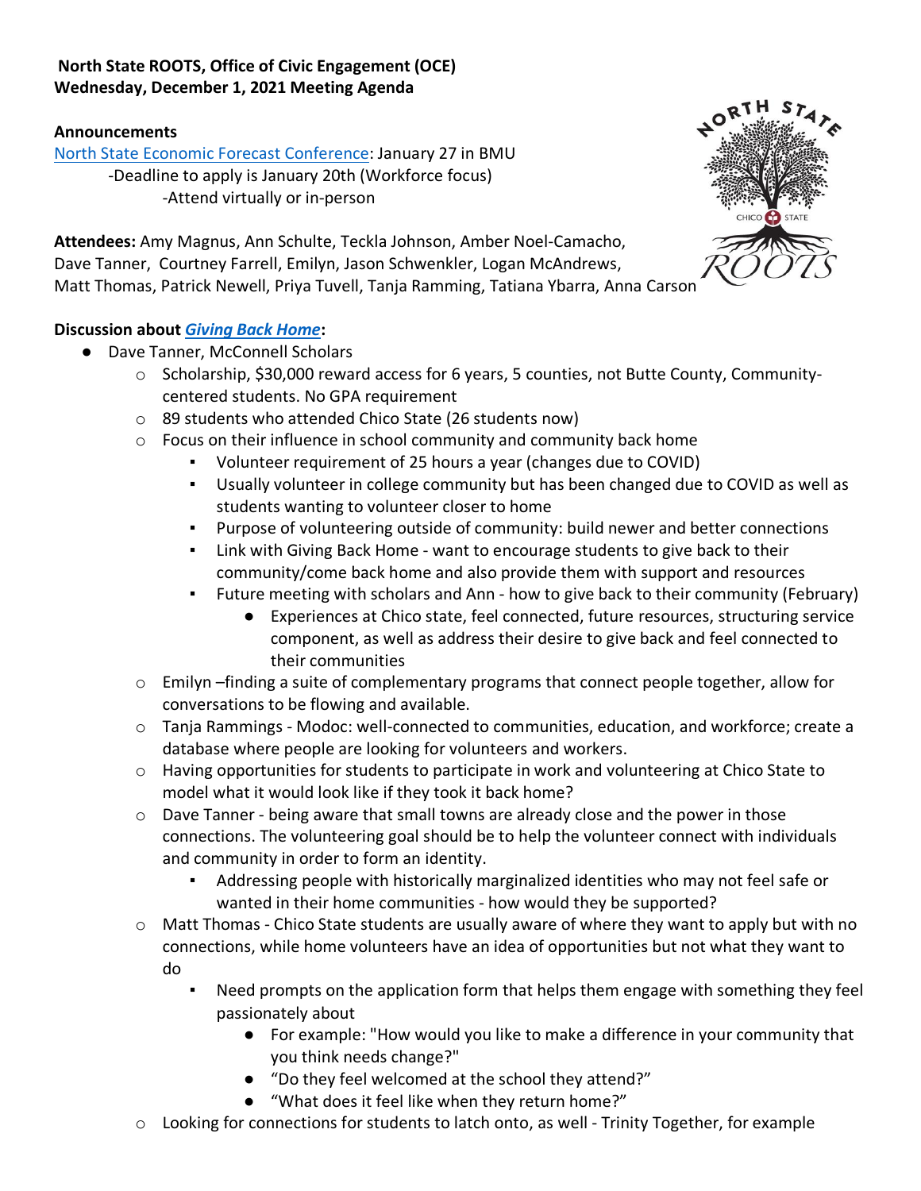**North State ROOTS, Office of Civic Engagement (OCE)**
**Wednesday, December 1, 2021 Meeting Agenda**

**Announcements**

North State Economic Forecast Conference: January 27 in BMU

- Deadline to apply is January 20th (Workforce focus)
  - Attend virtually or in-person

**Attendees:** Amy Magnus, Ann Schulte, Teckla Johnson, Amber Noel-Camacho, Dave Tanner, Courtney Farrell, Emilyn, Jason Schwenkler, Logan McAndrews, Matt Thomas, Patrick Newell, Priya Tuvell, Tanja Ramming, Tatiana Ybarra, Anna Carson

**Discussion about *Giving Back Home*:**

- Dave Tanner, McConnell Scholars
  - Scholarship, $30,000 reward access for 6 years, 5 counties, not Butte County, Community-centered students. No GPA requirement
  - 89 students who attended Chico State (26 students now)
  - Focus on their influence in school community and community back home
    - Volunteer requirement of 25 hours a year (changes due to COVID)
    - Usually volunteer in college community but has been changed due to COVID as well as students wanting to volunteer closer to home
    - Purpose of volunteering outside of community: build newer and better connections
    - Link with Giving Back Home - want to encourage students to give back to their community/come back home and also provide them with support and resources
    - Future meeting with scholars and Ann - how to give back to their community (February)
      - Experiences at Chico state, feel connected, future resources, structuring service component, as well as address their desire to give back and feel connected to their communities
  - Emilyn –finding a suite of complementary programs that connect people together, allow for conversations to be flowing and available.
  - Tanja Rammings - Modoc: well-connected to communities, education, and workforce; create a database where people are looking for volunteers and workers.
  - Having opportunities for students to participate in work and volunteering at Chico State to model what it would look like if they took it back home?
  - Dave Tanner - being aware that small towns are already close and the power in those connections. The volunteering goal should be to help the volunteer connect with individuals and community in order to form an identity.
    - Addressing people with historically marginalized identities who may not feel safe or wanted in their home communities - how would they be supported?
  - Matt Thomas - Chico State students are usually aware of where they want to apply but with no connections, while home volunteers have an idea of opportunities but not what they want to do
    - Need prompts on the application form that helps them engage with something they feel passionately about
      - For example: "How would you like to make a difference in your community that you think needs change?"
      - "Do they feel welcomed at the school they attend?"
      - "What does it feel like when they return home?"
  - Looking for connections for students to latch onto, as well - Trinity Together, for example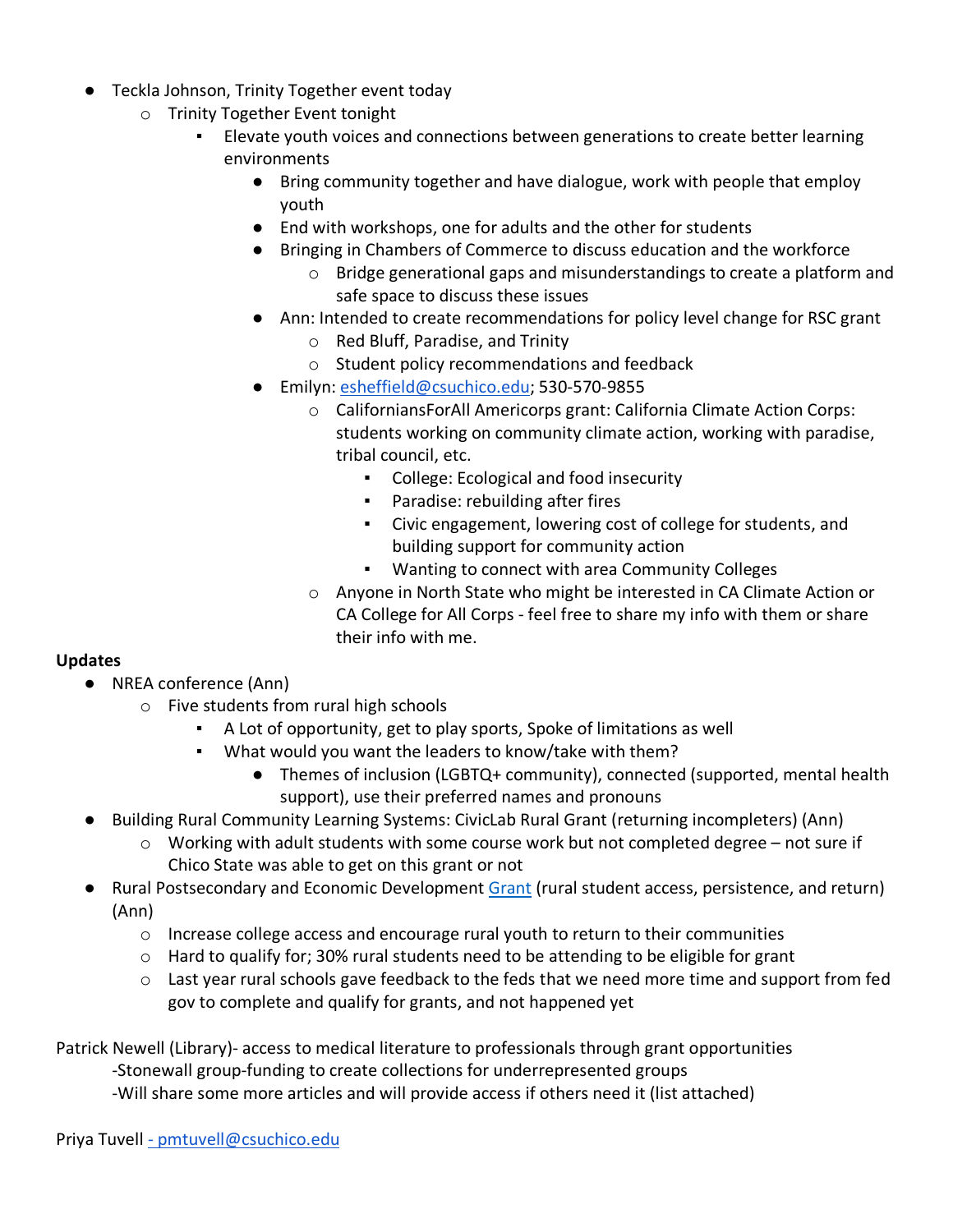- Teckla Johnson, Trinity Together event today
    - Trinity Together Event tonight
        - Elevate youth voices and connections between generations to create better learning environments
            - Bring community together and have dialogue, work with people that employ youth
            - End with workshops, one for adults and the other for students
            - Bringing in Chambers of Commerce to discuss education and the workforce
                - Bridge generational gaps and misunderstandings to create a platform and safe space to discuss these issues
            - Ann: Intended to create recommendations for policy level change for RSC grant
                - Red Bluff, Paradise, and Trinity
                - Student policy recommendations and feedback
            - Emilyn: esheffield@csuchico.edu; 530-570-9855
                - CaliforniansForAll Americorps grant: California Climate Action Corps: students working on community climate action, working with paradise, tribal council, etc.
                    - College: Ecological and food insecurity
                    - Paradise: rebuilding after fires
                    - Civic engagement, lowering cost of college for students, and building support for community action
                    - Wanting to connect with area Community Colleges
                - Anyone in North State who might be interested in CA Climate Action or CA College for All Corps - feel free to share my info with them or share their info with me.

**Updates**

- NREA conference (Ann)
    - Five students from rural high schools
        - A Lot of opportunity, get to play sports, Spoke of limitations as well
        - What would you want the leaders to know/take with them?
            - Themes of inclusion (LGBTQ+ community), connected (supported, mental health support), use their preferred names and pronouns
- Building Rural Community Learning Systems: CivicLab Rural Grant (returning incompleters) (Ann)
    - Working with adult students with some course work but not completed degree – not sure if Chico State was able to get on this grant or not
- Rural Postsecondary and Economic Development Grant (rural student access, persistence, and return) (Ann)
    - Increase college access and encourage rural youth to return to their communities
    - Hard to qualify for; 30% rural students need to be attending to be eligible for grant
    - Last year rural schools gave feedback to the feds that we need more time and support from fed gov to complete and qualify for grants, and not happened yet

Patrick Newell (Library)- access to medical literature to professionals through grant opportunities
-Stonewall group-funding to create collections for underrepresented groups
-Will share some more articles and will provide access if others need it (list attached)

Priya Tuvell - pmtuvell@csuchico.edu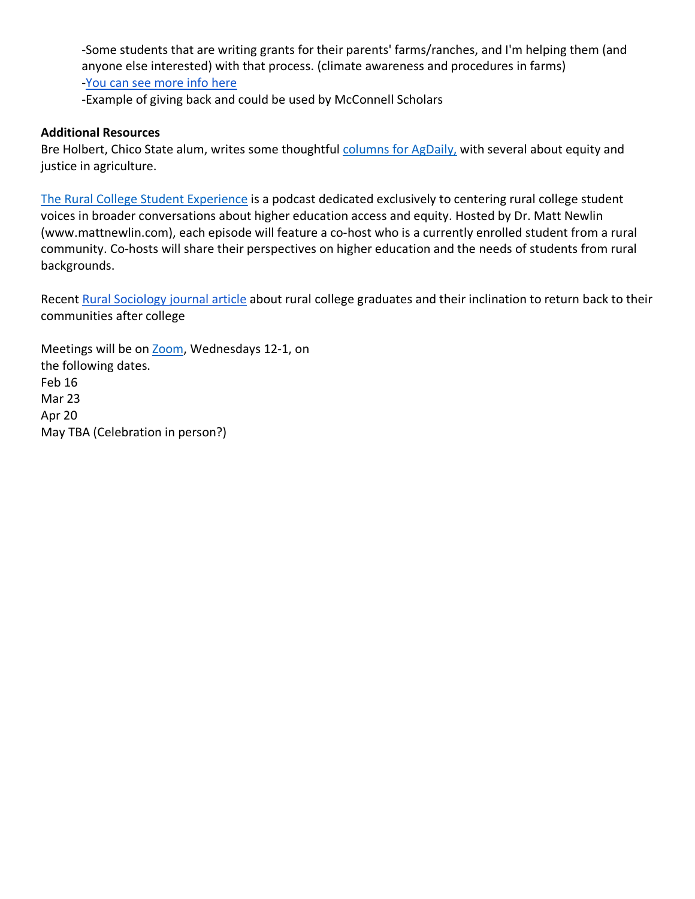-Some students that are writing grants for their parents' farms/ranches, and I'm helping them (and anyone else interested) with that process. (climate awareness and procedures in farms)
-You can see more info here
-Example of giving back and could be used by McConnell Scholars

**Additional Resources**

Bre Holbert, Chico State alum, writes some thoughtful columns for AgDaily, with several about equity and justice in agriculture.

The Rural College Student Experience is a podcast dedicated exclusively to centering rural college student voices in broader conversations about higher education access and equity. Hosted by Dr. Matt Newlin (www.mattnewlin.com), each episode will feature a co-host who is a currently enrolled student from a rural community. Co-hosts will share their perspectives on higher education and the needs of students from rural backgrounds.

Recent Rural Sociology journal article about rural college graduates and their inclination to return back to their communities after college

Meetings will be on Zoom, Wednesdays 12-1, on
the following dates.
Feb 16
Mar 23
Apr 20
May TBA (Celebration in person?)